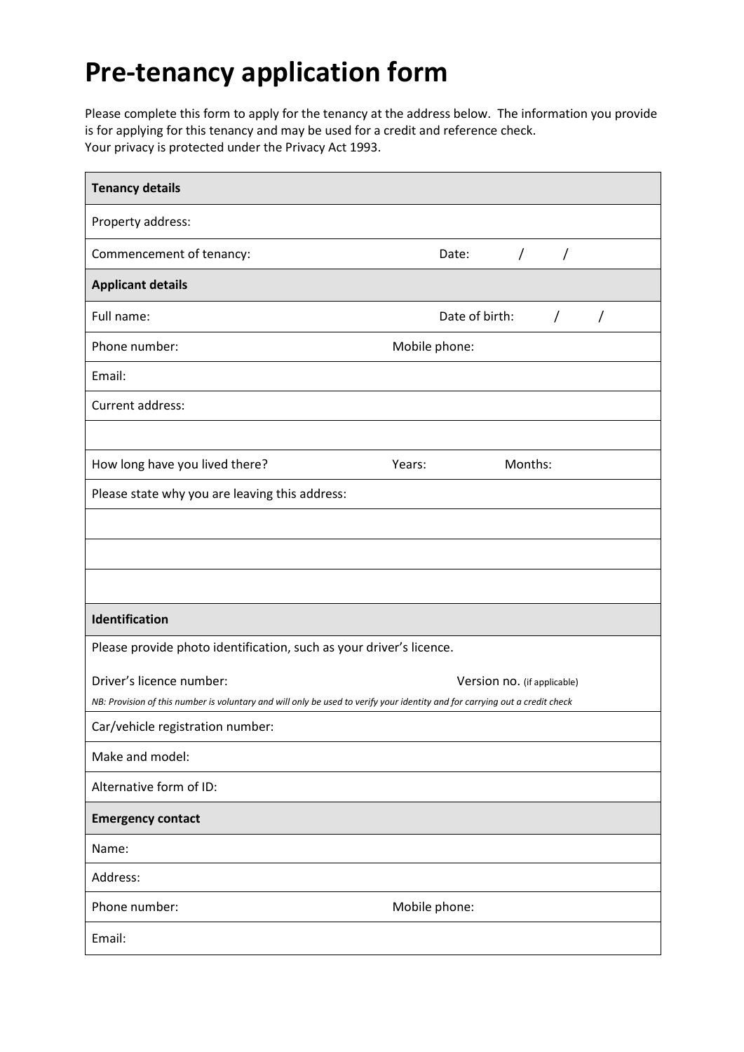# Pre-tenancy application form

Please complete this form to apply for the tenancy at the address below. The information you provide is for applying for this tenancy and may be used for a credit and reference check.
Your privacy is protected under the Privacy Act 1993.

| **Tenancy details** | | |
|---|---|---|
| Property address: | | |
| Commencement of tenancy: | | Date: / / |
| **Applicant details** | | |
| Full name: | | Date of birth: / / |
| Phone number: | Mobile phone: | |
| Email: | | |
| Current address: | | |
| | | |
| How long have you lived there? | Years: | Months: |
| Please state why you are leaving this address: | | |
| | | |
| | | |
| | | |
| **Identification** | | |
| Please provide photo identification, such as your driver's licence.<br><br>Driver's licence number: Version no. (if applicable)<br>*NB: Provision of this number is voluntary and will only be used to verify your identity and for carrying out a credit check* | | |
| Car/vehicle registration number: | | |
| Make and model: | | |
| Alternative form of ID: | | |
| **Emergency contact** | | |
| Name: | | |
| Address: | | |
| Phone number: | Mobile phone: | |
| Email: | | |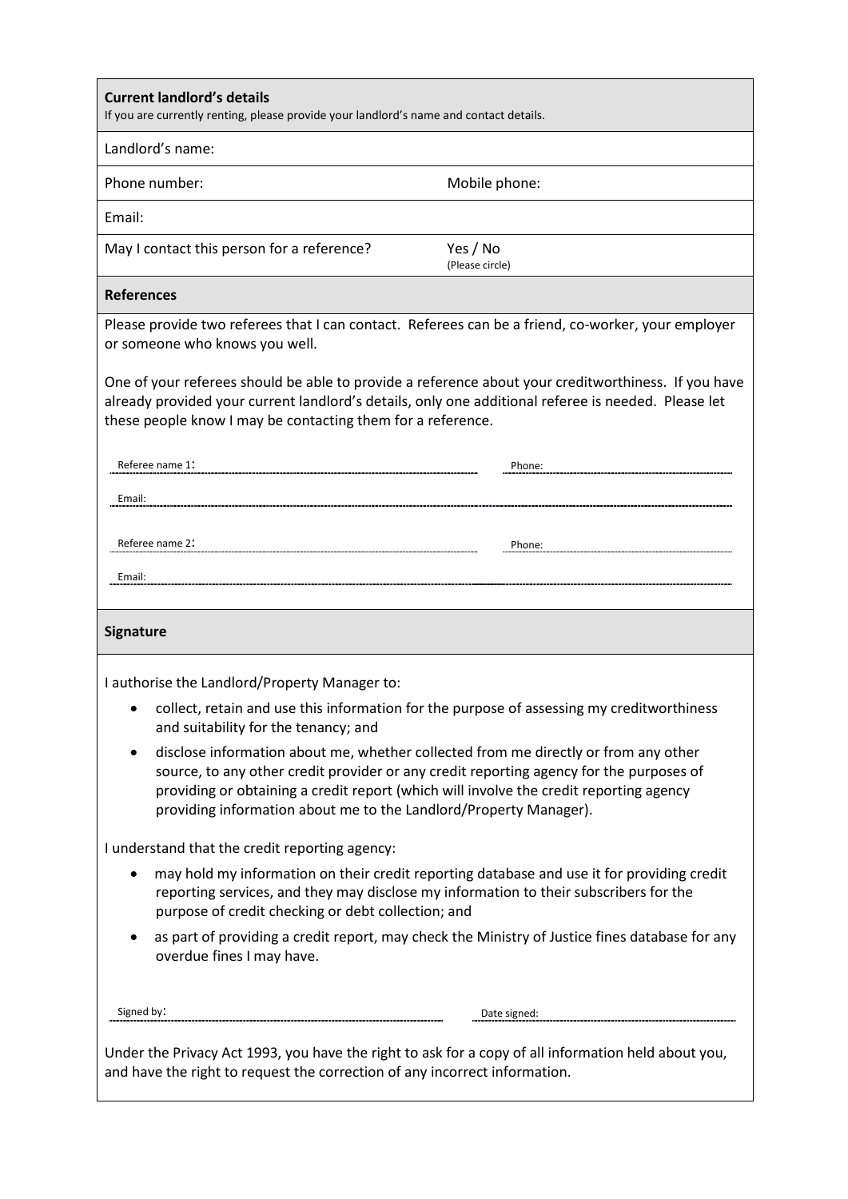## Current landlord's details

If you are currently renting, please provide your landlord's name and contact details.

| | |
|---|---|
| Landlord's name: | |
| Phone number: | Mobile phone: |
| Email: | |
| May I contact this person for a reference? | Yes / No (Please circle) |

## References

Please provide two referees that I can contact. Referees can be a friend, co-worker, your employer or someone who knows you well.

One of your referees should be able to provide a reference about your creditworthiness. If you have already provided your current landlord's details, only one additional referee is needed. Please let these people know I may be contacting them for a reference.

Referee name 1: ______________________ Phone: ______________________

Email: ______________________

Referee name 2: ______________________ Phone: ______________________

Email: ______________________

## Signature

I authorise the Landlord/Property Manager to:

- collect, retain and use this information for the purpose of assessing my creditworthiness and suitability for the tenancy; and
- disclose information about me, whether collected from me directly or from any other source, to any other credit provider or any credit reporting agency for the purposes of providing or obtaining a credit report (which will involve the credit reporting agency providing information about me to the Landlord/Property Manager).

I understand that the credit reporting agency:

- may hold my information on their credit reporting database and use it for providing credit reporting services, and they may disclose my information to their subscribers for the purpose of credit checking or debt collection; and
- as part of providing a credit report, may check the Ministry of Justice fines database for any overdue fines I may have.

Signed by: ______________________ Date signed: ______________________

Under the Privacy Act 1993, you have the right to ask for a copy of all information held about you, and have the right to request the correction of any incorrect information.